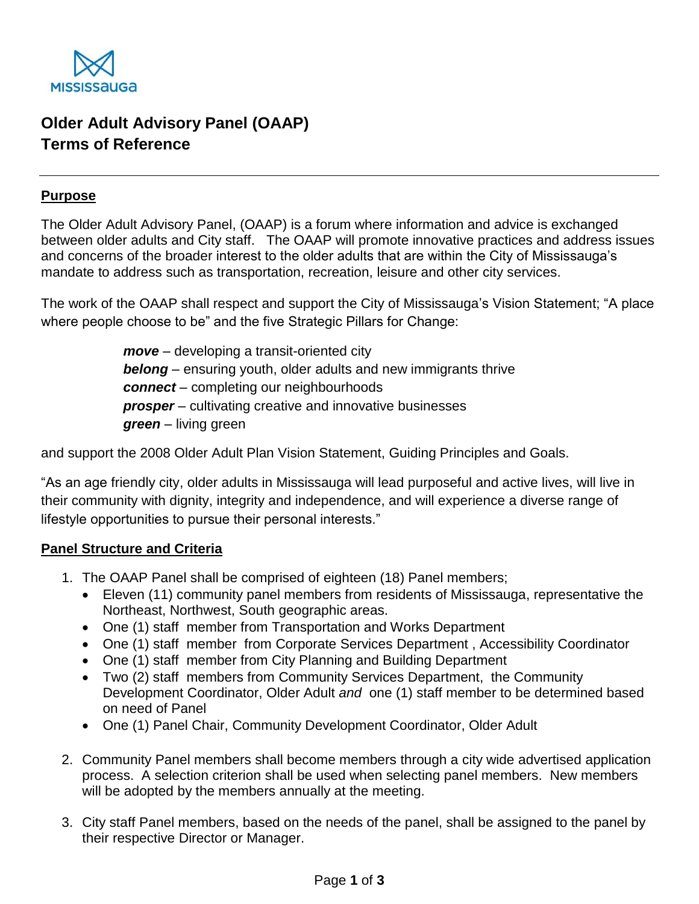MISSISSAUGA

# Older Adult Advisory Panel (OAAP)
# Terms of Reference

---

## Purpose

The Older Adult Advisory Panel, (OAAP) is a forum where information and advice is exchanged between older adults and City staff. The OAAP will promote innovative practices and address issues and concerns of the broader interest to the older adults that are within the City of Mississauga's mandate to address such as transportation, recreation, leisure and other city services.

The work of the OAAP shall respect and support the City of Mississauga's Vision Statement; "A place where people choose to be" and the five Strategic Pillars for Change:

> ***move*** – developing a transit-oriented city
> ***belong*** – ensuring youth, older adults and new immigrants thrive
> ***connect*** – completing our neighbourhoods
> ***prosper*** – cultivating creative and innovative businesses
> ***green*** – living green

and support the 2008 Older Adult Plan Vision Statement, Guiding Principles and Goals.

"As an age friendly city, older adults in Mississauga will lead purposeful and active lives, will live in their community with dignity, integrity and independence, and will experience a diverse range of lifestyle opportunities to pursue their personal interests."

## Panel Structure and Criteria

1. The OAAP Panel shall be comprised of eighteen (18) Panel members;
   - Eleven (11) community panel members from residents of Mississauga, representative the Northeast, Northwest, South geographic areas.
   - One (1) staff member from Transportation and Works Department
   - One (1) staff member from Corporate Services Department , Accessibility Coordinator
   - One (1) staff member from City Planning and Building Department
   - Two (2) staff members from Community Services Department, the Community Development Coordinator, Older Adult *and* one (1) staff member to be determined based on need of Panel
   - One (1) Panel Chair, Community Development Coordinator, Older Adult

2. Community Panel members shall become members through a city wide advertised application process. A selection criterion shall be used when selecting panel members. New members will be adopted by the members annually at the meeting.

3. City staff Panel members, based on the needs of the panel, shall be assigned to the panel by their respective Director or Manager.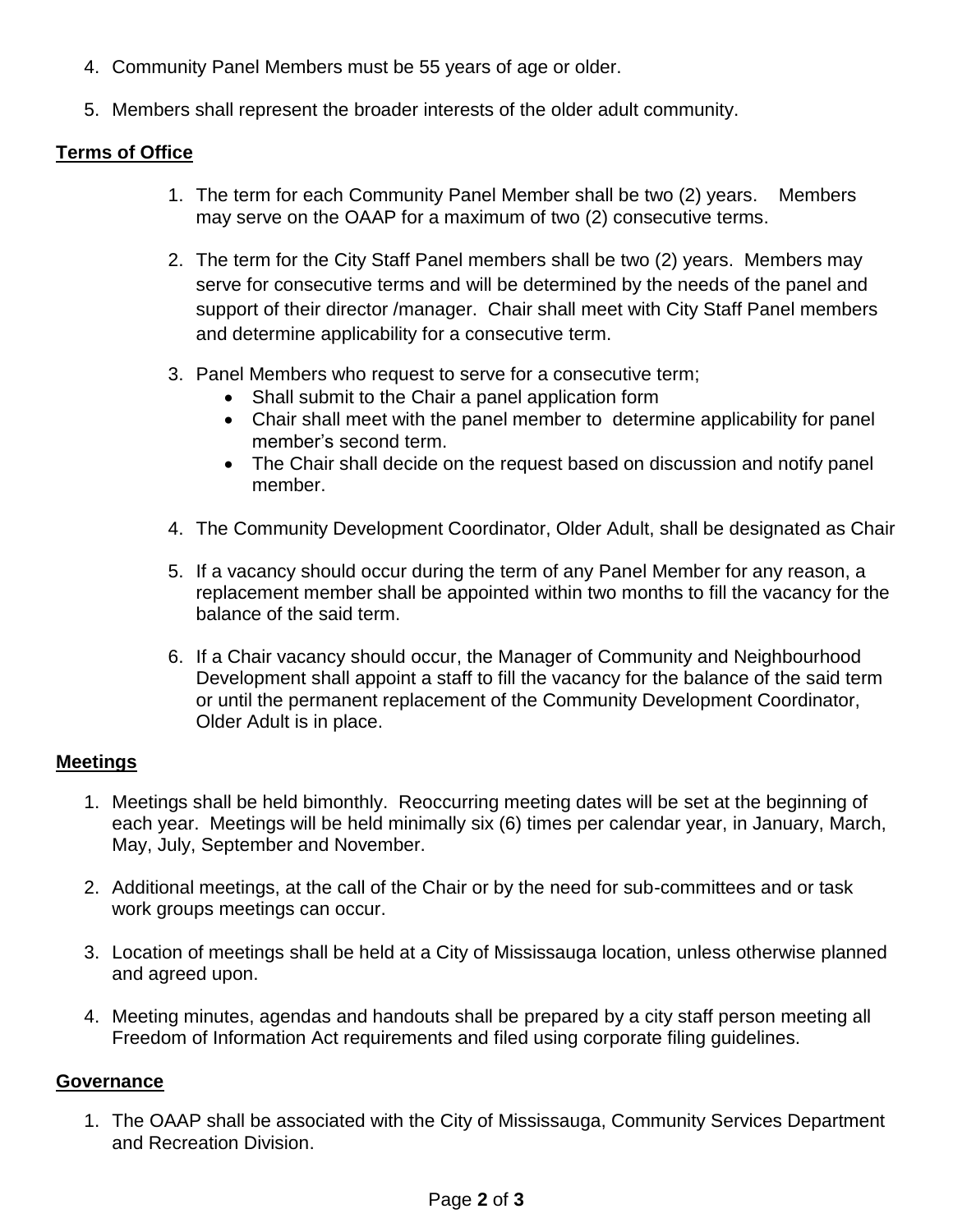4. Community Panel Members must be 55 years of age or older.

5. Members shall represent the broader interests of the older adult community.

**Terms of Office**

1. The term for each Community Panel Member shall be two (2) years. Members may serve on the OAAP for a maximum of two (2) consecutive terms.

2. The term for the City Staff Panel members shall be two (2) years. Members may serve for consecutive terms and will be determined by the needs of the panel and support of their director /manager. Chair shall meet with City Staff Panel members and determine applicability for a consecutive term.

3. Panel Members who request to serve for a consecutive term;
   - Shall submit to the Chair a panel application form
   - Chair shall meet with the panel member to determine applicability for panel member's second term.
   - The Chair shall decide on the request based on discussion and notify panel member.

4. The Community Development Coordinator, Older Adult, shall be designated as Chair

5. If a vacancy should occur during the term of any Panel Member for any reason, a replacement member shall be appointed within two months to fill the vacancy for the balance of the said term.

6. If a Chair vacancy should occur, the Manager of Community and Neighbourhood Development shall appoint a staff to fill the vacancy for the balance of the said term or until the permanent replacement of the Community Development Coordinator, Older Adult is in place.

**Meetings**

1. Meetings shall be held bimonthly. Reoccurring meeting dates will be set at the beginning of each year. Meetings will be held minimally six (6) times per calendar year, in January, March, May, July, September and November.

2. Additional meetings, at the call of the Chair or by the need for sub-committees and or task work groups meetings can occur.

3. Location of meetings shall be held at a City of Mississauga location, unless otherwise planned and agreed upon.

4. Meeting minutes, agendas and handouts shall be prepared by a city staff person meeting all Freedom of Information Act requirements and filed using corporate filing guidelines.

**Governance**

1. The OAAP shall be associated with the City of Mississauga, Community Services Department and Recreation Division.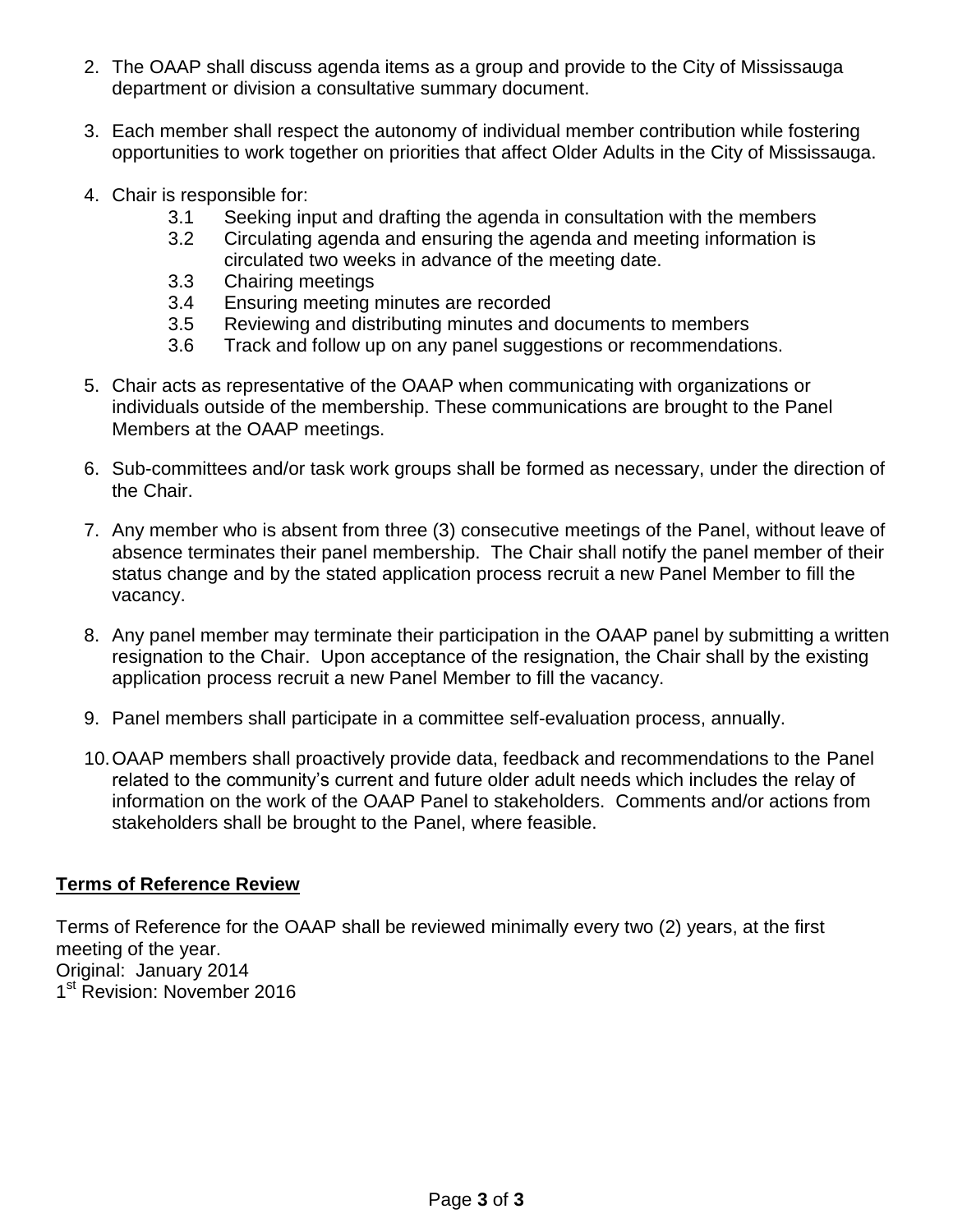2. The OAAP shall discuss agenda items as a group and provide to the City of Mississauga department or division a consultative summary document.

3. Each member shall respect the autonomy of individual member contribution while fostering opportunities to work together on priorities that affect Older Adults in the City of Mississauga.

4. Chair is responsible for:
   - 3.1 Seeking input and drafting the agenda in consultation with the members
   - 3.2 Circulating agenda and ensuring the agenda and meeting information is circulated two weeks in advance of the meeting date.
   - 3.3 Chairing meetings
   - 3.4 Ensuring meeting minutes are recorded
   - 3.5 Reviewing and distributing minutes and documents to members
   - 3.6 Track and follow up on any panel suggestions or recommendations.

5. Chair acts as representative of the OAAP when communicating with organizations or individuals outside of the membership. These communications are brought to the Panel Members at the OAAP meetings.

6. Sub-committees and/or task work groups shall be formed as necessary, under the direction of the Chair.

7. Any member who is absent from three (3) consecutive meetings of the Panel, without leave of absence terminates their panel membership. The Chair shall notify the panel member of their status change and by the stated application process recruit a new Panel Member to fill the vacancy.

8. Any panel member may terminate their participation in the OAAP panel by submitting a written resignation to the Chair. Upon acceptance of the resignation, the Chair shall by the existing application process recruit a new Panel Member to fill the vacancy.

9. Panel members shall participate in a committee self-evaluation process, annually.

10. OAAP members shall proactively provide data, feedback and recommendations to the Panel related to the community's current and future older adult needs which includes the relay of information on the work of the OAAP Panel to stakeholders. Comments and/or actions from stakeholders shall be brought to the Panel, where feasible.

**Terms of Reference Review**

Terms of Reference for the OAAP shall be reviewed minimally every two (2) years, at the first meeting of the year.
Original: January 2014
1st Revision: November 2016